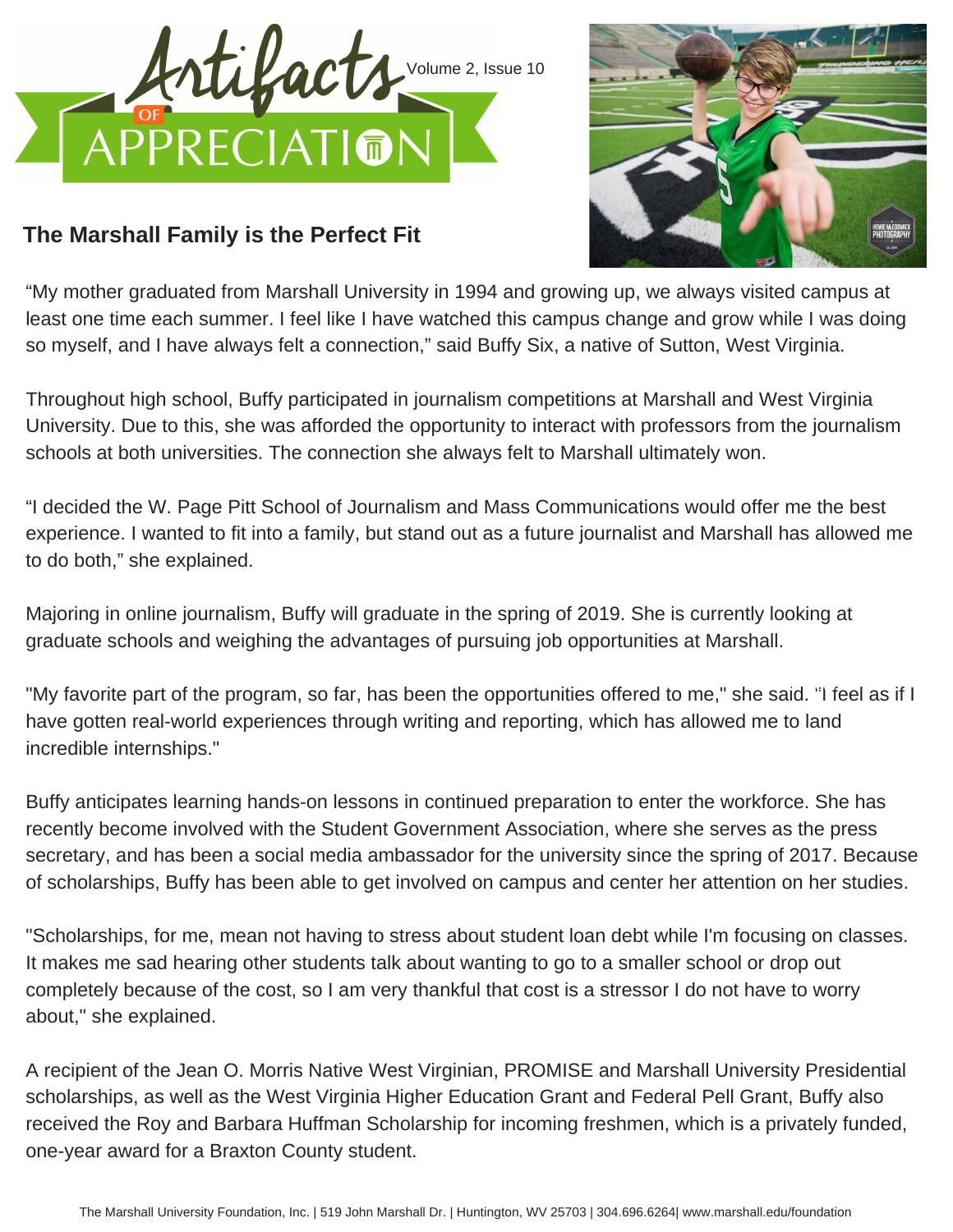# Artifacts of Appreciation

Volume 2, Issue 10

## The Marshall Family is the Perfect Fit

"My mother graduated from Marshall University in 1994 and growing up, we always visited campus at least one time each summer. I feel like I have watched this campus change and grow while I was doing so myself, and I have always felt a connection," said Buffy Six, a native of Sutton, West Virginia.

Throughout high school, Buffy participated in journalism competitions at Marshall and West Virginia University. Due to this, she was afforded the opportunity to interact with professors from the journalism schools at both universities. The connection she always felt to Marshall ultimately won.

"I decided the W. Page Pitt School of Journalism and Mass Communications would offer me the best experience. I wanted to fit into a family, but stand out as a future journalist and Marshall has allowed me to do both," she explained.

Majoring in online journalism, Buffy will graduate in the spring of 2019. She is currently looking at graduate schools and weighing the advantages of pursuing job opportunities at Marshall.

"My favorite part of the program, so far, has been the opportunities offered to me," she said. "I feel as if I have gotten real-world experiences through writing and reporting, which has allowed me to land incredible internships."

Buffy anticipates learning hands-on lessons in continued preparation to enter the workforce. She has recently become involved with the Student Government Association, where she serves as the press secretary, and has been a social media ambassador for the university since the spring of 2017. Because of scholarships, Buffy has been able to get involved on campus and center her attention on her studies.

"Scholarships, for me, mean not having to stress about student loan debt while I'm focusing on classes. It makes me sad hearing other students talk about wanting to go to a smaller school or drop out completely because of the cost, so I am very thankful that cost is a stressor I do not have to worry about," she explained.

A recipient of the Jean O. Morris Native West Virginian, PROMISE and Marshall University Presidential scholarships, as well as the West Virginia Higher Education Grant and Federal Pell Grant, Buffy also received the Roy and Barbara Huffman Scholarship for incoming freshmen, which is a privately funded, one-year award for a Braxton County student.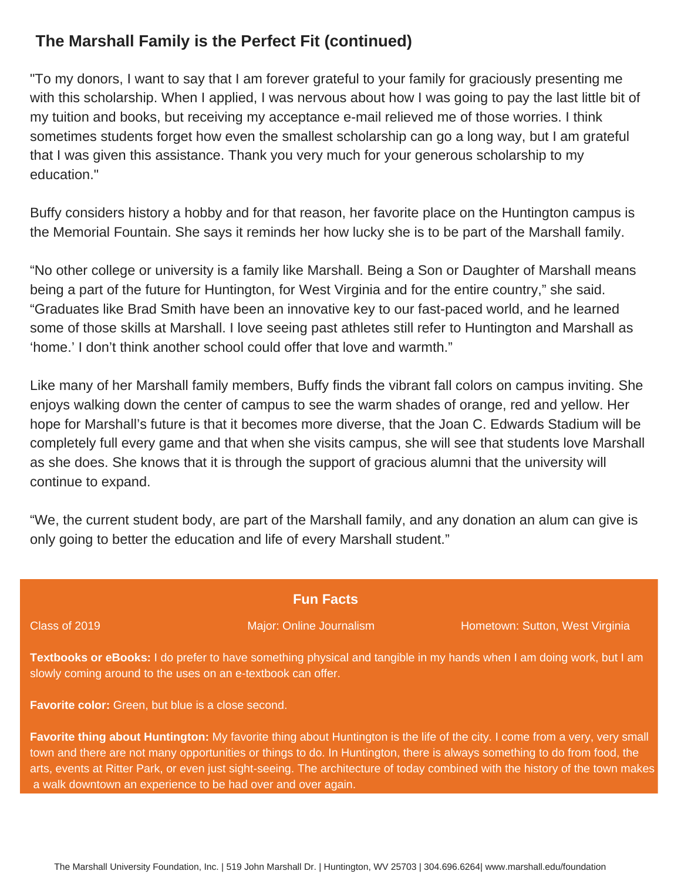## The Marshall Family is the Perfect Fit (continued)

"To my donors, I want to say that I am forever grateful to your family for graciously presenting me with this scholarship. When I applied, I was nervous about how I was going to pay the last little bit of my tuition and books, but receiving my acceptance e-mail relieved me of those worries. I think sometimes students forget how even the smallest scholarship can go a long way, but I am grateful that I was given this assistance. Thank you very much for your generous scholarship to my education."

Buffy considers history a hobby and for that reason, her favorite place on the Huntington campus is the Memorial Fountain. She says it reminds her how lucky she is to be part of the Marshall family.

“No other college or university is a family like Marshall. Being a Son or Daughter of Marshall means being a part of the future for Huntington, for West Virginia and for the entire country,” she said. “Graduates like Brad Smith have been an innovative key to our fast-paced world, and he learned some of those skills at Marshall. I love seeing past athletes still refer to Huntington and Marshall as ‘home.’ I don’t think another school could offer that love and warmth.”

Like many of her Marshall family members, Buffy finds the vibrant fall colors on campus inviting. She enjoys walking down the center of campus to see the warm shades of orange, red and yellow. Her hope for Marshall’s future is that it becomes more diverse, that the Joan C. Edwards Stadium will be completely full every game and that when she visits campus, she will see that students love Marshall as she does. She knows that it is through the support of gracious alumni that the university will continue to expand.

“We, the current student body, are part of the Marshall family, and any donation an alum can give is only going to better the education and life of every Marshall student.”

### Fun Facts

Class of 2019

Major: Online Journalism

Hometown: Sutton, West Virginia

**Textbooks or eBooks:** I do prefer to have something physical and tangible in my hands when I am doing work, but I am slowly coming around to the uses on an e-textbook can offer.

**Favorite color:** Green, but blue is a close second.

**Favorite thing about Huntington:** My favorite thing about Huntington is the life of the city. I come from a very, very small town and there are not many opportunities or things to do. In Huntington, there is always something to do from food, the arts, events at Ritter Park, or even just sight-seeing. The architecture of today combined with the history of the town makes a walk downtown an experience to be had over and over again.

The Marshall University Foundation, Inc. | 519 John Marshall Dr. | Huntington, WV 25703 | 304.696.6264| www.marshall.edu/foundation